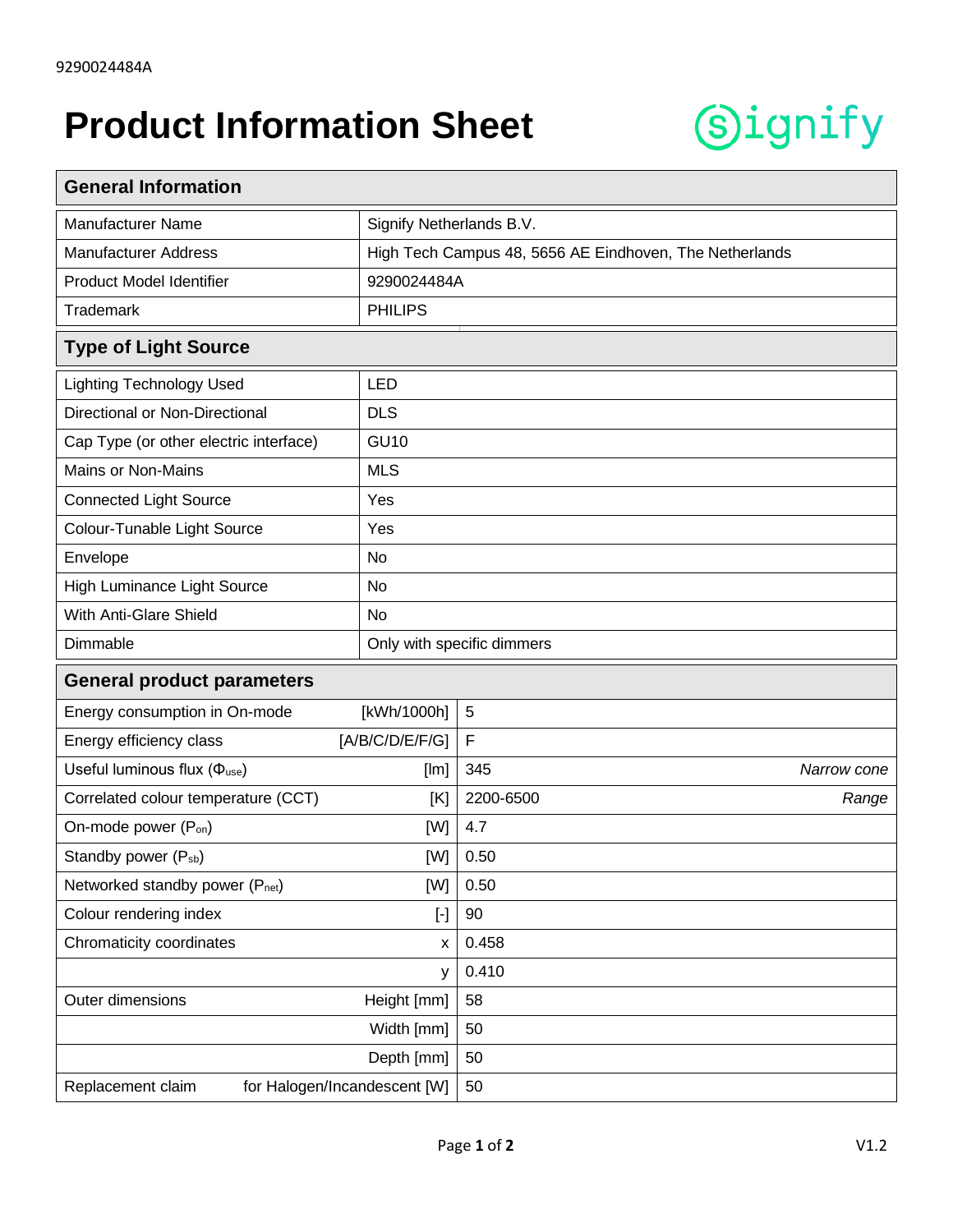9290024484A

# Product Information Sheet

Signify

## General Information

| | |
|---|---|
| Manufacturer Name | Signify Netherlands B.V. |
| Manufacturer Address | High Tech Campus 48, 5656 AE Eindhoven, The Netherlands |
| Product Model Identifier | 9290024484A |
| Trademark | PHILIPS |

## Type of Light Source

| | |
|---|---|
| Lighting Technology Used | LED |
| Directional or Non-Directional | DLS |
| Cap Type (or other electric interface) | GU10 |
| Mains or Non-Mains | MLS |
| Connected Light Source | Yes |
| Colour-Tunable Light Source | Yes |
| Envelope | No |
| High Luminance Light Source | No |
| With Anti-Glare Shield | No |
| Dimmable | Only with specific dimmers |

## General product parameters

| | | | |
|---|---|---|---|
| Energy consumption in On-mode | [kWh/1000h] | 5 | |
| Energy efficiency class | [A/B/C/D/E/F/G] | F | |
| Useful luminous flux ($\Phi_{use}$) | [lm] | 345 | *Narrow cone* |
| Correlated colour temperature (CCT) | [K] | 2200-6500 | *Range* |
| On-mode power ($P_{on}$) | [W] | 4.7 | |
| Standby power ($P_{sb}$) | [W] | 0.50 | |
| Networked standby power ($P_{net}$) | [W] | 0.50 | |
| Colour rendering index | [-] | 90 | |
| Chromaticity coordinates | x | 0.458 | |
| | y | 0.410 | |
| Outer dimensions | Height [mm] | 58 | |
| | Width [mm] | 50 | |
| | Depth [mm] | 50 | |
| Replacement claim | for Halogen/Incandescent [W] | 50 | |

V1.2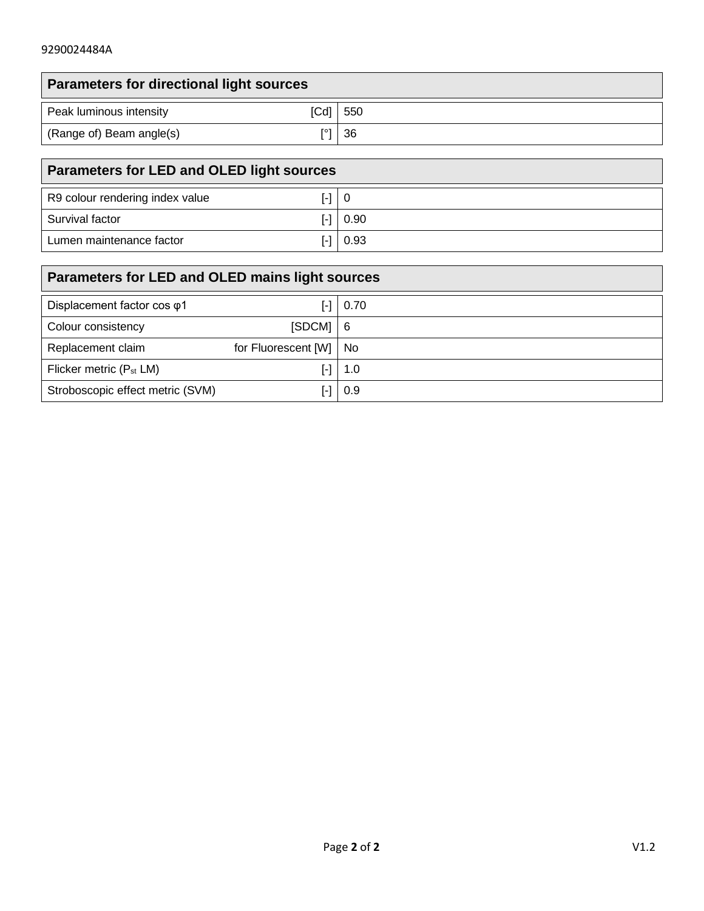9290024484A

| Parameters for directional light sources | | |
|---|---|---|
| Peak luminous intensity | [Cd] | 550 |
| (Range of) Beam angle(s) | [°] | 36 |

| Parameters for LED and OLED light sources | | |
|---|---|---|
| R9 colour rendering index value | [-] | 0 |
| Survival factor | [-] | 0.90 |
| Lumen maintenance factor | [-] | 0.93 |

| Parameters for LED and OLED mains light sources | | |
|---|---|---|
| Displacement factor cos φ1 | [-] | 0.70 |
| Colour consistency | [SDCM] | 6 |
| Replacement claim | for Fluorescent [W] | No |
| Flicker metric ($P_{st}$ LM) | [-] | 1.0 |
| Stroboscopic effect metric (SVM) | [-] | 0.9 |